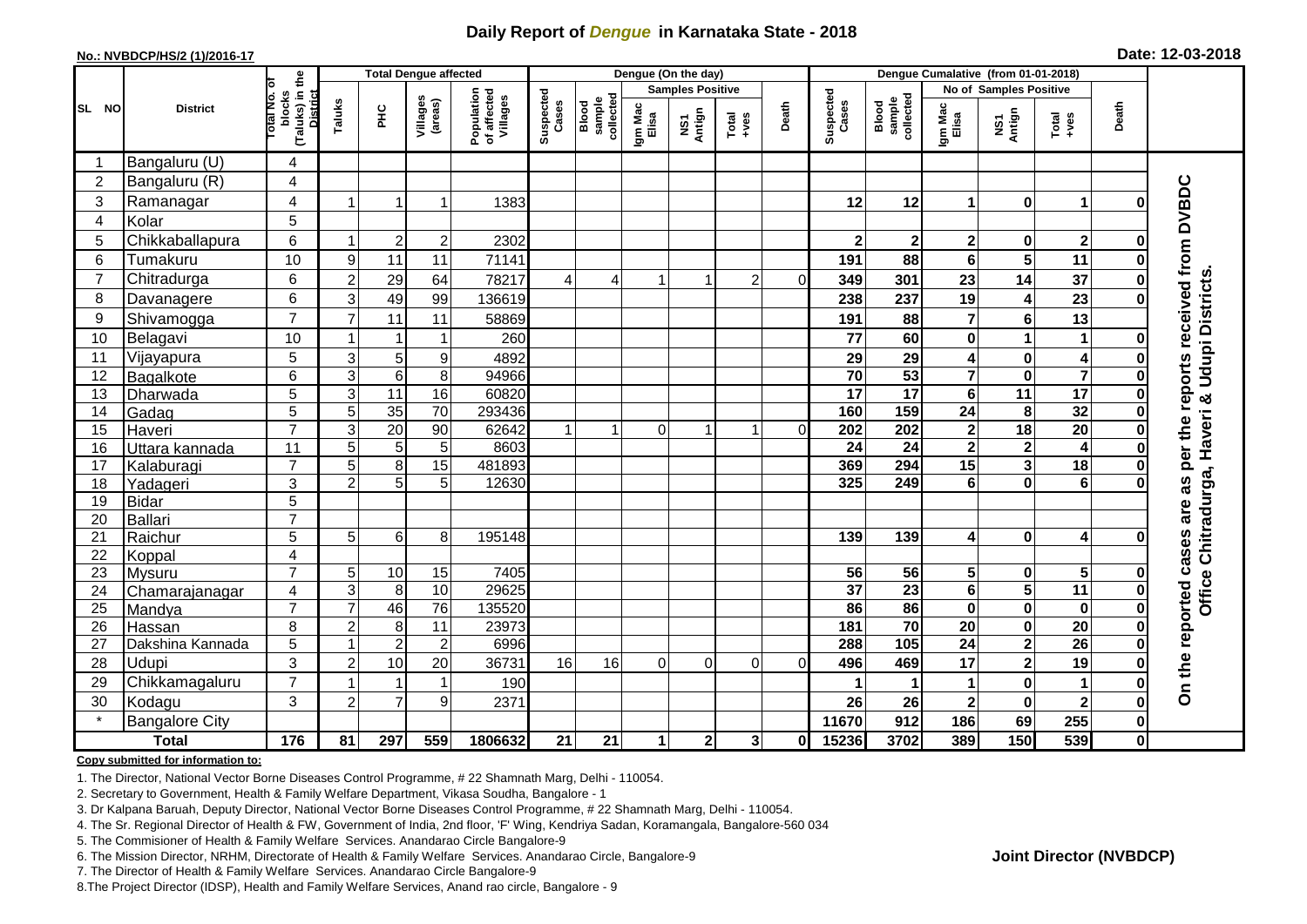# Daily Report of *Dengue* in Karnataka State - 2018

**No.: NVBDCP/HS/2 (1)/2016-17**

**Date: 12-03-2018**

| SL NO | District | Total No. of blocks (Taluks) in the District | Total Dengue affected | | | | Dengue (On the day) | | | | | | | Dengue Cumalative (from 01-01-2018) | | | | | | | |
|---|---|---|---|---|---|---|---|---|---|---|---|---|---|---|---|---|---|---|---|---|
| | | | Taluks | PHC | Villages (areas) | Population of affected Villages | Suspected Cases | Blood sample collected | Samples Positive | | | Death | Suspected Cases | Blood sample collected | No of Samples Positive | | | Death | |
| | | | | | | | | | Igm Mac Elisa | NS1 Antign | Total +ves | | | | Igm Mac Elisa | NS1 Antign | Total +ves | | |
| 1 | Bangaluru (U) | 4 | | | | | | | | | | | | | | | | | On the reported cases are as per the reports received from DVBDC Office Chitradurga, Haveri & Udupi Districts. |
| 2 | Bangaluru (R) | 4 | | | | | | | | | | | | | | | | | |
| 3 | Ramanagar | 4 | 1 | 1 | 1 | 1383 | | | | | | | 12 | 12 | 1 | 0 | 1 | 0 | |
| 4 | Kolar | 5 | | | | | | | | | | | | | | | | | |
| 5 | Chikkaballapura | 6 | 1 | 2 | 2 | 2302 | | | | | | | 2 | 2 | 2 | 0 | 2 | 0 | |
| 6 | Tumakuru | 10 | 9 | 11 | 11 | 71141 | | | | | | | 191 | 88 | 6 | 5 | 11 | 0 | |
| 7 | Chitradurga | 6 | 2 | 29 | 64 | 78217 | 4 | 4 | 1 | 1 | 2 | 0 | 349 | 301 | 23 | 14 | 37 | 0 | |
| 8 | Davanagere | 6 | 3 | 49 | 99 | 136619 | | | | | | | 238 | 237 | 19 | 4 | 23 | 0 | |
| 9 | Shivamogga | 7 | 7 | 11 | 11 | 58869 | | | | | | | 191 | 88 | 7 | 6 | 13 | | |
| 10 | Belagavi | 10 | 1 | 1 | 1 | 260 | | | | | | | 77 | 60 | 0 | 1 | 1 | 0 | |
| 11 | Vijayapura | 5 | 3 | 5 | 9 | 4892 | | | | | | | 29 | 29 | 4 | 0 | 4 | 0 | |
| 12 | Bagalkote | 6 | 3 | 6 | 8 | 94966 | | | | | | | 70 | 53 | 7 | 0 | 7 | 0 | |
| 13 | Dharwada | 5 | 3 | 11 | 16 | 60820 | | | | | | | 17 | 17 | 6 | 11 | 17 | 0 | |
| 14 | Gadag | 5 | 5 | 35 | 70 | 293436 | | | | | | | 160 | 159 | 24 | 8 | 32 | 0 | |
| 15 | Haveri | 7 | 3 | 20 | 90 | 62642 | 1 | 1 | 0 | 1 | 1 | 0 | 202 | 202 | 2 | 18 | 20 | 0 | |
| 16 | Uttara kannada | 11 | 5 | 5 | 5 | 8603 | | | | | | | 24 | 24 | 2 | 2 | 4 | 0 | |
| 17 | Kalaburagi | 7 | 5 | 8 | 15 | 481893 | | | | | | | 369 | 294 | 15 | 3 | 18 | 0 | |
| 18 | Yadageri | 3 | 2 | 5 | 5 | 12630 | | | | | | | 325 | 249 | 6 | 0 | 6 | 0 | |
| 19 | Bidar | 5 | | | | | | | | | | | | | | | | | |
| 20 | Ballari | 7 | | | | | | | | | | | | | | | | | |
| 21 | Raichur | 5 | 5 | 6 | 8 | 195148 | | | | | | | 139 | 139 | 4 | 0 | 4 | 0 | |
| 22 | Koppal | 4 | | | | | | | | | | | | | | | | | |
| 23 | Mysuru | 7 | 5 | 10 | 15 | 7405 | | | | | | | 56 | 56 | 5 | 0 | 5 | 0 | |
| 24 | Chamarajanagar | 4 | 3 | 8 | 10 | 29625 | | | | | | | 37 | 23 | 6 | 5 | 11 | 0 | |
| 25 | Mandya | 7 | 7 | 46 | 76 | 135520 | | | | | | | 86 | 86 | 0 | 0 | 0 | 0 | |
| 26 | Hassan | 8 | 2 | 8 | 11 | 23973 | | | | | | | 181 | 70 | 20 | 0 | 20 | 0 | |
| 27 | Dakshina Kannada | 5 | 1 | 2 | 2 | 6996 | | | | | | | 288 | 105 | 24 | 2 | 26 | 0 | |
| 28 | Udupi | 3 | 2 | 10 | 20 | 36731 | 16 | 16 | 0 | 0 | 0 | 0 | 496 | 469 | 17 | 2 | 19 | 0 | |
| 29 | Chikkamagaluru | 7 | 1 | 1 | 1 | 190 | | | | | | | 1 | 1 | 1 | 0 | 1 | 0 | |
| 30 | Kodagu | 3 | 2 | 7 | 9 | 2371 | | | | | | | 26 | 26 | 2 | 0 | 2 | 0 | |
| * | Bangalore City | | | | | | | | | | | | 11670 | 912 | 186 | 69 | 255 | 0 | |
| | **Total** | **176** | **81** | **297** | **559** | **1806632** | **21** | **21** | **1** | **2** | **3** | **0** | **15236** | **3702** | **389** | **150** | **539** | **0** | |

**Copy submitted for information to:**

1. The Director, National Vector Borne Diseases Control Programme, # 22 Shamnath Marg, Delhi - 110054.
2. Secretary to Government, Health & Family Welfare Department, Vikasa Soudha, Bangalore - 1
3. Dr Kalpana Baruah, Deputy Director, National Vector Borne Diseases Control Programme, # 22 Shamnath Marg, Delhi - 110054.
4. The Sr. Regional Director of Health & FW, Government of India, 2nd floor, 'F' Wing, Kendriya Sadan, Koramangala, Bangalore-560 034
5. The Commisioner of Health & Family Welfare Services. Anandarao Circle Bangalore-9
6. The Mission Director, NRHM, Directorate of Health & Family Welfare Services. Anandarao Circle, Bangalore-9
7. The Director of Health & Family Welfare Services. Anandarao Circle Bangalore-9
8. The Project Director (IDSP), Health and Family Welfare Services, Anand rao circle, Bangalore - 9

**Joint Director (NVBDCP)**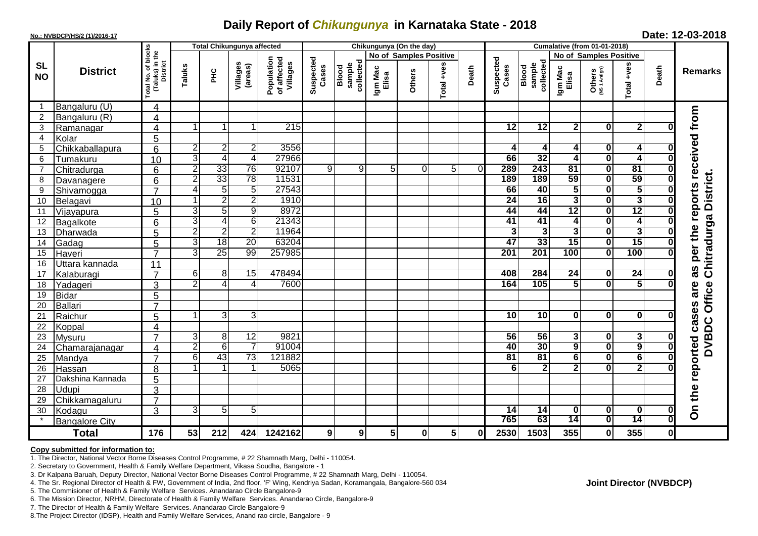# Daily Report of *Chikungunya* in Karnataka State - 2018

**No.: NVBDCP/HS/2 (1)/2016-17**

**Date: 12-03-2018**

| SL NO | District | Total No. of blocks (Taluks) in the District | Total Chikungunya affected | | | | Chikungunya (On the day) | | | | | | | Cumalative (from 01-01-2018) | | | | | | | Remarks |
|---|---|---|---|---|---|---|---|---|---|---|---|---|---|---|---|---|---|---|---|---|---|
| | | | Taluks | PHC | Villages (areas) | Population of affected Villages | Suspected Cases | Blood sample collected | No of Samples Positive | | | Death | Suspected Cases | Blood sample collected | No of Samples Positive | | | Death | |
| | | | | | | | | | Igm Mac Elisa | Others | Total +ves | | | | Igm Mac Elisa | Others (NS 1 Antign) | Total +ves | | |
| 1 | Bangaluru (U) | 4 | | | | | | | | | | | | | | | | | On the reported cases are as per the reports received from DVBDC Office Chitradurga District. |
| 2 | Bangaluru (R) | 4 | | | | | | | | | | | | | | | | | |
| 3 | Ramanagar | 4 | 1 | 1 | 1 | 215 | | | | | | | 12 | 12 | 2 | 0 | 2 | 0 | |
| 4 | Kolar | 5 | | | | | | | | | | | | | | | | | |
| 5 | Chikkaballapura | 6 | 2 | 2 | 2 | 3556 | | | | | | | 4 | 4 | 4 | 0 | 4 | 0 | |
| 6 | Tumakuru | 10 | 3 | 4 | 4 | 27966 | | | | | | | 66 | 32 | 4 | 0 | 4 | 0 | |
| 7 | Chitradurga | 6 | 2 | 33 | 76 | 92107 | 9 | 9 | 5 | 0 | 5 | 0 | 289 | 243 | 81 | 0 | 81 | 0 | |
| 8 | Davanagere | 6 | 2 | 33 | 78 | 11531 | | | | | | | 189 | 189 | 59 | 0 | 59 | 0 | |
| 9 | Shivamogga | 7 | 4 | 5 | 5 | 27543 | | | | | | | 66 | 40 | 5 | 0 | 5 | 0 | |
| 10 | Belagavi | 10 | 1 | 2 | 2 | 1910 | | | | | | | 24 | 16 | 3 | 0 | 3 | 0 | |
| 11 | Vijayapura | 5 | 3 | 5 | 9 | 8972 | | | | | | | 44 | 44 | 12 | 0 | 12 | 0 | |
| 12 | Bagalkote | 6 | 3 | 4 | 6 | 21343 | | | | | | | 41 | 41 | 4 | 0 | 4 | 0 | |
| 13 | Dharwada | 5 | 2 | 2 | 2 | 11964 | | | | | | | 3 | 3 | 3 | 0 | 3 | 0 | |
| 14 | Gadag | 5 | 3 | 18 | 20 | 63204 | | | | | | | 47 | 33 | 15 | 0 | 15 | 0 | |
| 15 | Haveri | 7 | 3 | 25 | 99 | 257985 | | | | | | | 201 | 201 | 100 | 0 | 100 | 0 | |
| 16 | Uttara kannada | 11 | | | | | | | | | | | | | | | | | |
| 17 | Kalaburagi | 7 | 6 | 8 | 15 | 478494 | | | | | | | 408 | 284 | 24 | 0 | 24 | 0 | |
| 18 | Yadageri | 3 | 2 | 4 | 4 | 7600 | | | | | | | 164 | 105 | 5 | 0 | 5 | 0 | |
| 19 | Bidar | 5 | | | | | | | | | | | | | | | | | |
| 20 | Ballari | 7 | | | | | | | | | | | | | | | | | |
| 21 | Raichur | 5 | 1 | 3 | 3 | | | | | | | | 10 | 10 | 0 | 0 | 0 | 0 | |
| 22 | Koppal | 4 | | | | | | | | | | | | | | | | | |
| 23 | Mysuru | 7 | 3 | 8 | 12 | 9821 | | | | | | | 56 | 56 | 3 | 0 | 3 | 0 | |
| 24 | Chamarajanagar | 4 | 2 | 6 | 7 | 91004 | | | | | | | 40 | 30 | 9 | 0 | 9 | 0 | |
| 25 | Mandya | 7 | 6 | 43 | 73 | 121882 | | | | | | | 81 | 81 | 6 | 0 | 6 | 0 | |
| 26 | Hassan | 8 | 1 | 1 | 1 | 5065 | | | | | | | 6 | 2 | 2 | 0 | 2 | 0 | |
| 27 | Dakshina Kannada | 5 | | | | | | | | | | | | | | | | | |
| 28 | Udupi | 3 | | | | | | | | | | | | | | | | | |
| 29 | Chikkamagaluru | 7 | | | | | | | | | | | | | | | | | |
| 30 | Kodagu | 3 | 3 | 5 | 5 | | | | | | | | 14 | 14 | 0 | 0 | 0 | 0 | |
| * | Bangalore City | | | | | | | | | | | | 765 | 63 | 14 | 0 | 14 | 0 | |
| | **Total** | **176** | **53** | **212** | **424** | **1242162** | **9** | **9** | **5** | **0** | **5** | **0** | **2530** | **1503** | **355** | **0** | **355** | **0** | |

**Copy submitted for information to:**

1. The Director, National Vector Borne Diseases Control Programme, # 22 Shamnath Marg, Delhi - 110054.
2. Secretary to Government, Health & Family Welfare Department, Vikasa Soudha, Bangalore - 1
3. Dr Kalpana Baruah, Deputy Director, National Vector Borne Diseases Control Programme, # 22 Shamnath Marg, Delhi - 110054.
4. The Sr. Regional Director of Health & FW, Government of India, 2nd floor, 'F' Wing, Kendriya Sadan, Koramangala, Bangalore-560 034
5. The Commisioner of Health & Family Welfare Services. Anandarao Circle Bangalore-9
6. The Mission Director, NRHM, Directorate of Health & Family Welfare Services. Anandarao Circle, Bangalore-9
7. The Director of Health & Family Welfare Services. Anandarao Circle Bangalore-9
8. The Project Director (IDSP), Health and Family Welfare Services, Anand rao circle, Bangalore - 9

**Joint Director (NVBDCP)**